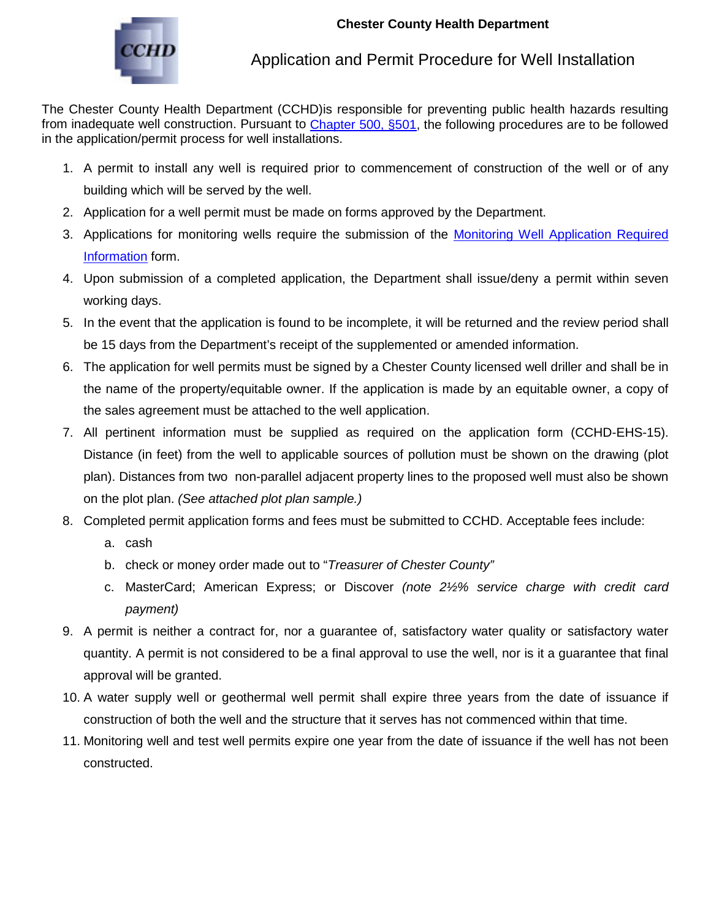**Chester County Health Department**

# Application and Permit Procedure for Well Installation

The Chester County Health Department (CCHD)is responsible for preventing public health hazards resulting from inadequate well construction. Pursuant to [Chapter 500, §501](), the following procedures are to be followed in the application/permit process for well installations.

1. A permit to install any well is required prior to commencement of construction of the well or of any building which will be served by the well.
2. Application for a well permit must be made on forms approved by the Department.
3. Applications for monitoring wells require the submission of the [Monitoring Well Application Required Information]() form.
4. Upon submission of a completed application, the Department shall issue/deny a permit within seven working days.
5. In the event that the application is found to be incomplete, it will be returned and the review period shall be 15 days from the Department's receipt of the supplemented or amended information.
6. The application for well permits must be signed by a Chester County licensed well driller and shall be in the name of the property/equitable owner. If the application is made by an equitable owner, a copy of the sales agreement must be attached to the well application.
7. All pertinent information must be supplied as required on the application form (CCHD-EHS-15). Distance (in feet) from the well to applicable sources of pollution must be shown on the drawing (plot plan). Distances from two non-parallel adjacent property lines to the proposed well must also be shown on the plot plan. *(See attached plot plan sample.)*
8. Completed permit application forms and fees must be submitted to CCHD. Acceptable fees include:
   a. cash
   b. check or money order made out to "*Treasurer of Chester County"*
   c. MasterCard; American Express; or Discover *(note 2½% service charge with credit card payment)*
9. A permit is neither a contract for, nor a guarantee of, satisfactory water quality or satisfactory water quantity. A permit is not considered to be a final approval to use the well, nor is it a guarantee that final approval will be granted.
10. A water supply well or geothermal well permit shall expire three years from the date of issuance if construction of both the well and the structure that it serves has not commenced within that time.
11. Monitoring well and test well permits expire one year from the date of issuance if the well has not been constructed.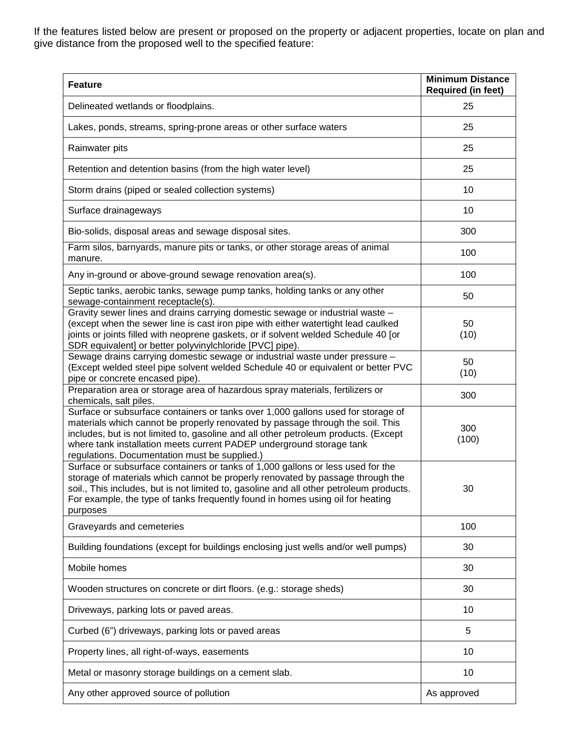If the features listed below are present or proposed on the property or adjacent properties, locate on plan and give distance from the proposed well to the specified feature:

| Feature | Minimum Distance Required (in feet) |
|---|---|
| Delineated wetlands or floodplains. | 25 |
| Lakes, ponds, streams, spring-prone areas or other surface waters | 25 |
| Rainwater pits | 25 |
| Retention and detention basins (from the high water level) | 25 |
| Storm drains (piped or sealed collection systems) | 10 |
| Surface drainageways | 10 |
| Bio-solids, disposal areas and sewage disposal sites. | 300 |
| Farm silos, barnyards, manure pits or tanks, or other storage areas of animal manure. | 100 |
| Any in-ground or above-ground sewage renovation area(s). | 100 |
| Septic tanks, aerobic tanks, sewage pump tanks, holding tanks or any other sewage-containment receptacle(s). | 50 |
| Gravity sewer lines and drains carrying domestic sewage or industrial waste – (except when the sewer line is cast iron pipe with either watertight lead caulked joints or joints filled with neoprene gaskets, or if solvent welded Schedule 40 [or SDR equivalent] or better polyvinylchloride [PVC] pipe). | 50 (10) |
| Sewage drains carrying domestic sewage or industrial waste under pressure – (Except welded steel pipe solvent welded Schedule 40 or equivalent or better PVC pipe or concrete encased pipe). | 50 (10) |
| Preparation area or storage area of hazardous spray materials, fertilizers or chemicals, salt piles. | 300 |
| Surface or subsurface containers or tanks over 1,000 gallons used for storage of materials which cannot be properly renovated by passage through the soil. This includes, but is not limited to, gasoline and all other petroleum products. (Except where tank installation meets current PADEP underground storage tank regulations. Documentation must be supplied.) | 300 (100) |
| Surface or subsurface containers or tanks of 1,000 gallons or less used for the storage of materials which cannot be properly renovated by passage through the soil., This includes, but is not limited to, gasoline and all other petroleum products. For example, the type of tanks frequently found in homes using oil for heating purposes | 30 |
| Graveyards and cemeteries | 100 |
| Building foundations (except for buildings enclosing just wells and/or well pumps) | 30 |
| Mobile homes | 30 |
| Wooden structures on concrete or dirt floors. (e.g.: storage sheds) | 30 |
| Driveways, parking lots or paved areas. | 10 |
| Curbed (6") driveways, parking lots or paved areas | 5 |
| Property lines, all right-of-ways, easements | 10 |
| Metal or masonry storage buildings on a cement slab. | 10 |
| Any other approved source of pollution | As approved |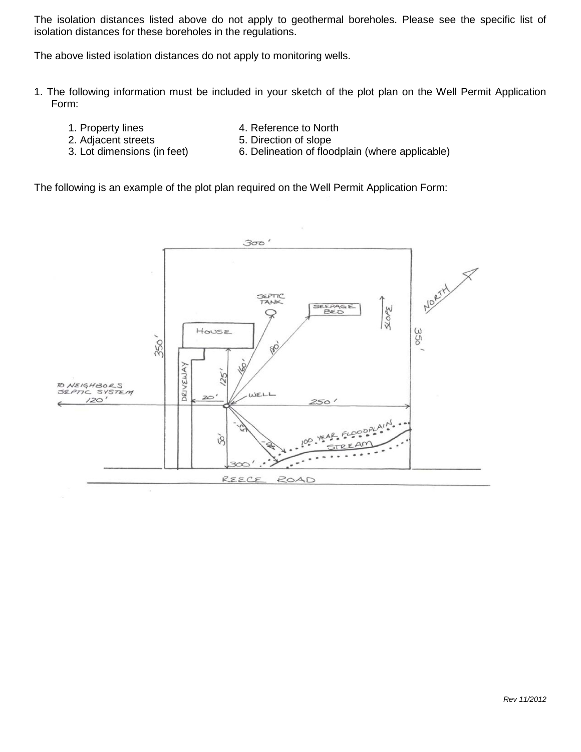The isolation distances listed above do not apply to geothermal boreholes. Please see the specific list of isolation distances for these boreholes in the regulations.

The above listed isolation distances do not apply to monitoring wells.

1. The following information must be included in your sketch of the plot plan on the Well Permit Application Form:

   1. Property lines
   2. Adjacent streets
   3. Lot dimensions (in feet)
   4. Reference to North
   5. Direction of slope
   6. Delineation of floodplain (where applicable)

The following is an example of the plot plan required on the Well Permit Application Form:

300'
SEPTIC TANK
SEEPAGE BED
SLOPE
NORTH
HOUSE
350'
350'
180'
160'
125'
DRIVEWAY
TO NEIGHBORS SEPTIC SYSTEM 120'
20'
WELL
250'
55'
50'
100 YEAR FLOODPLAIN
STREAM
300'
REECE ROAD